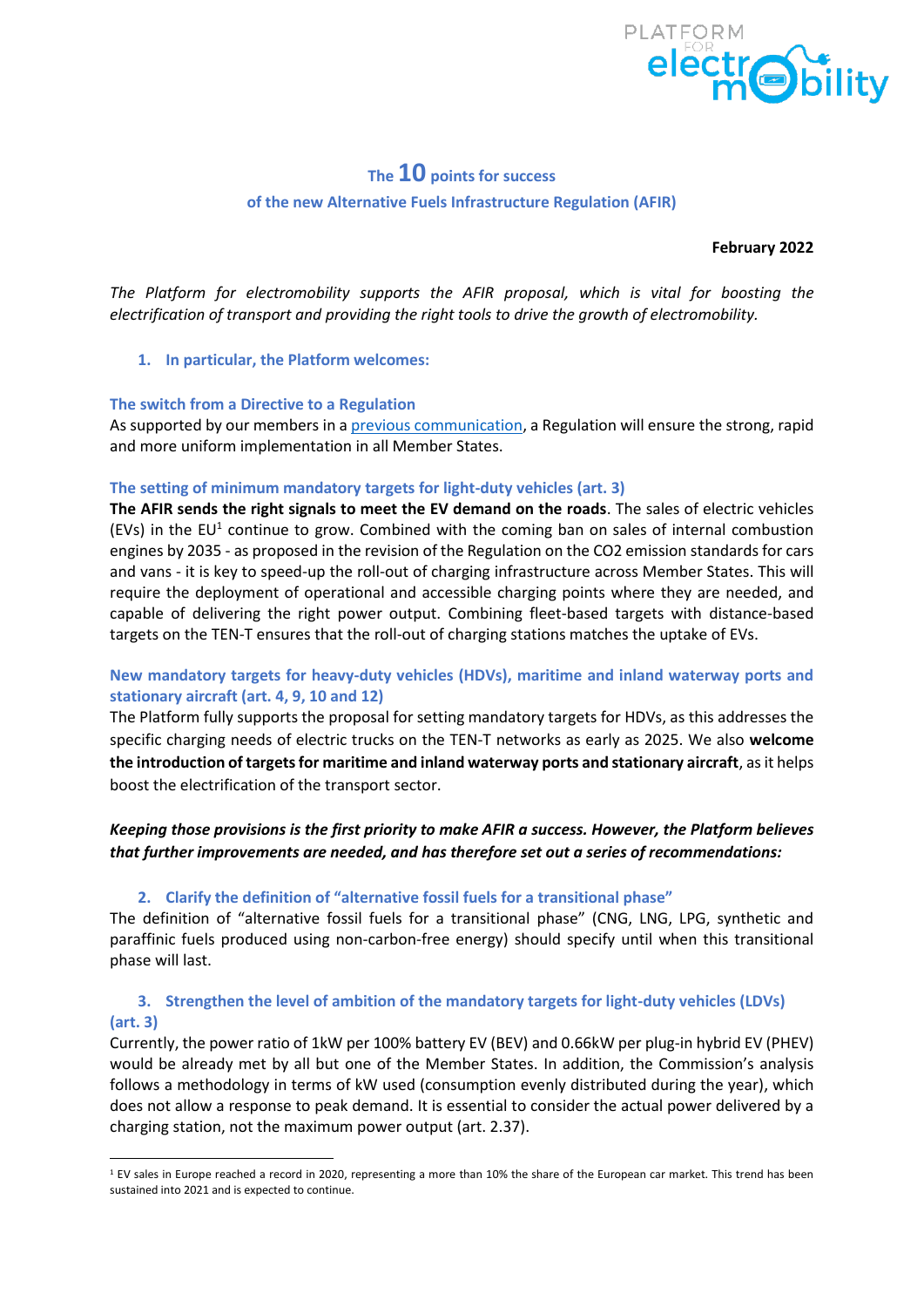# The 10 points for success of the new Alternative Fuels Infrastructure Regulation (AFIR)

**February 2022**

*The Platform for electromobility supports the AFIR proposal, which is vital for boosting the electrification of transport and providing the right tools to drive the growth of electromobility.*

## 1. In particular, the Platform welcomes:

### The switch from a Directive to a Regulation

As supported by our members in a previous communication, a Regulation will ensure the strong, rapid and more uniform implementation in all Member States.

### The setting of minimum mandatory targets for light-duty vehicles (art. 3)

**The AFIR sends the right signals to meet the EV demand on the roads**. The sales of electric vehicles (EVs) in the EU[1] continue to grow. Combined with the coming ban on sales of internal combustion engines by 2035 - as proposed in the revision of the Regulation on the CO2 emission standards for cars and vans - it is key to speed-up the roll-out of charging infrastructure across Member States. This will require the deployment of operational and accessible charging points where they are needed, and capable of delivering the right power output. Combining fleet-based targets with distance-based targets on the TEN-T ensures that the roll-out of charging stations matches the uptake of EVs.

### New mandatory targets for heavy-duty vehicles (HDVs), maritime and inland waterway ports and stationary aircraft (art. 4, 9, 10 and 12)

The Platform fully supports the proposal for setting mandatory targets for HDVs, as this addresses the specific charging needs of electric trucks on the TEN-T networks as early as 2025. We also **welcome the introduction of targets for maritime and inland waterway ports and stationary aircraft**, as it helps boost the electrification of the transport sector.

***Keeping those provisions is the first priority to make AFIR a success. However, the Platform believes that further improvements are needed, and has therefore set out a series of recommendations:***

## 2. Clarify the definition of "alternative fossil fuels for a transitional phase"

The definition of "alternative fossil fuels for a transitional phase" (CNG, LNG, LPG, synthetic and paraffinic fuels produced using non-carbon-free energy) should specify until when this transitional phase will last.

## 3. Strengthen the level of ambition of the mandatory targets for light-duty vehicles (LDVs) (art. 3)

Currently, the power ratio of 1kW per 100% battery EV (BEV) and 0.66kW per plug-in hybrid EV (PHEV) would be already met by all but one of the Member States. In addition, the Commission's analysis follows a methodology in terms of kW used (consumption evenly distributed during the year), which does not allow a response to peak demand. It is essential to consider the actual power delivered by a charging station, not the maximum power output (art. 2.37).

[1] EV sales in Europe reached a record in 2020, representing a more than 10% the share of the European car market. This trend has been sustained into 2021 and is expected to continue.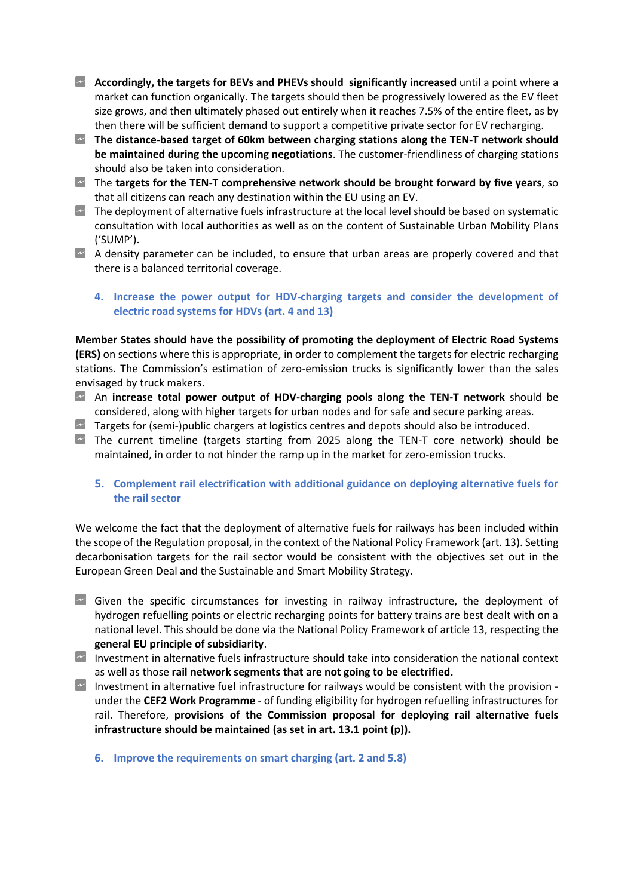- **Accordingly, the targets for BEVs and PHEVs should significantly increased** until a point where a market can function organically. The targets should then be progressively lowered as the EV fleet size grows, and then ultimately phased out entirely when it reaches 7.5% of the entire fleet, as by then there will be sufficient demand to support a competitive private sector for EV recharging.
- **The distance-based target of 60km between charging stations along the TEN-T network should be maintained during the upcoming negotiations**. The customer-friendliness of charging stations should also be taken into consideration.
- The **targets for the TEN-T comprehensive network should be brought forward by five years**, so that all citizens can reach any destination within the EU using an EV.
- The deployment of alternative fuels infrastructure at the local level should be based on systematic consultation with local authorities as well as on the content of Sustainable Urban Mobility Plans ('SUMP').
- A density parameter can be included, to ensure that urban areas are properly covered and that there is a balanced territorial coverage.

## 4. Increase the power output for HDV-charging targets and consider the development of electric road systems for HDVs (art. 4 and 13)

**Member States should have the possibility of promoting the deployment of Electric Road Systems (ERS)** on sections where this is appropriate, in order to complement the targets for electric recharging stations. The Commission's estimation of zero-emission trucks is significantly lower than the sales envisaged by truck makers.

- An **increase total power output of HDV-charging pools along the TEN-T network** should be considered, along with higher targets for urban nodes and for safe and secure parking areas.
- Targets for (semi-)public chargers at logistics centres and depots should also be introduced.
- The current timeline (targets starting from 2025 along the TEN-T core network) should be maintained, in order to not hinder the ramp up in the market for zero-emission trucks.

## 5. Complement rail electrification with additional guidance on deploying alternative fuels for the rail sector

We welcome the fact that the deployment of alternative fuels for railways has been included within the scope of the Regulation proposal, in the context of the National Policy Framework (art. 13). Setting decarbonisation targets for the rail sector would be consistent with the objectives set out in the European Green Deal and the Sustainable and Smart Mobility Strategy.

- Given the specific circumstances for investing in railway infrastructure, the deployment of hydrogen refuelling points or electric recharging points for battery trains are best dealt with on a national level. This should be done via the National Policy Framework of article 13, respecting the **general EU principle of subsidiarity**.
- Investment in alternative fuels infrastructure should take into consideration the national context as well as those **rail network segments that are not going to be electrified.**
- Investment in alternative fuel infrastructure for railways would be consistent with the provision - under the **CEF2 Work Programme** - of funding eligibility for hydrogen refuelling infrastructures for rail. Therefore, **provisions of the Commission proposal for deploying rail alternative fuels infrastructure should be maintained (as set in art. 13.1 point (p)).**

## 6. Improve the requirements on smart charging (art. 2 and 5.8)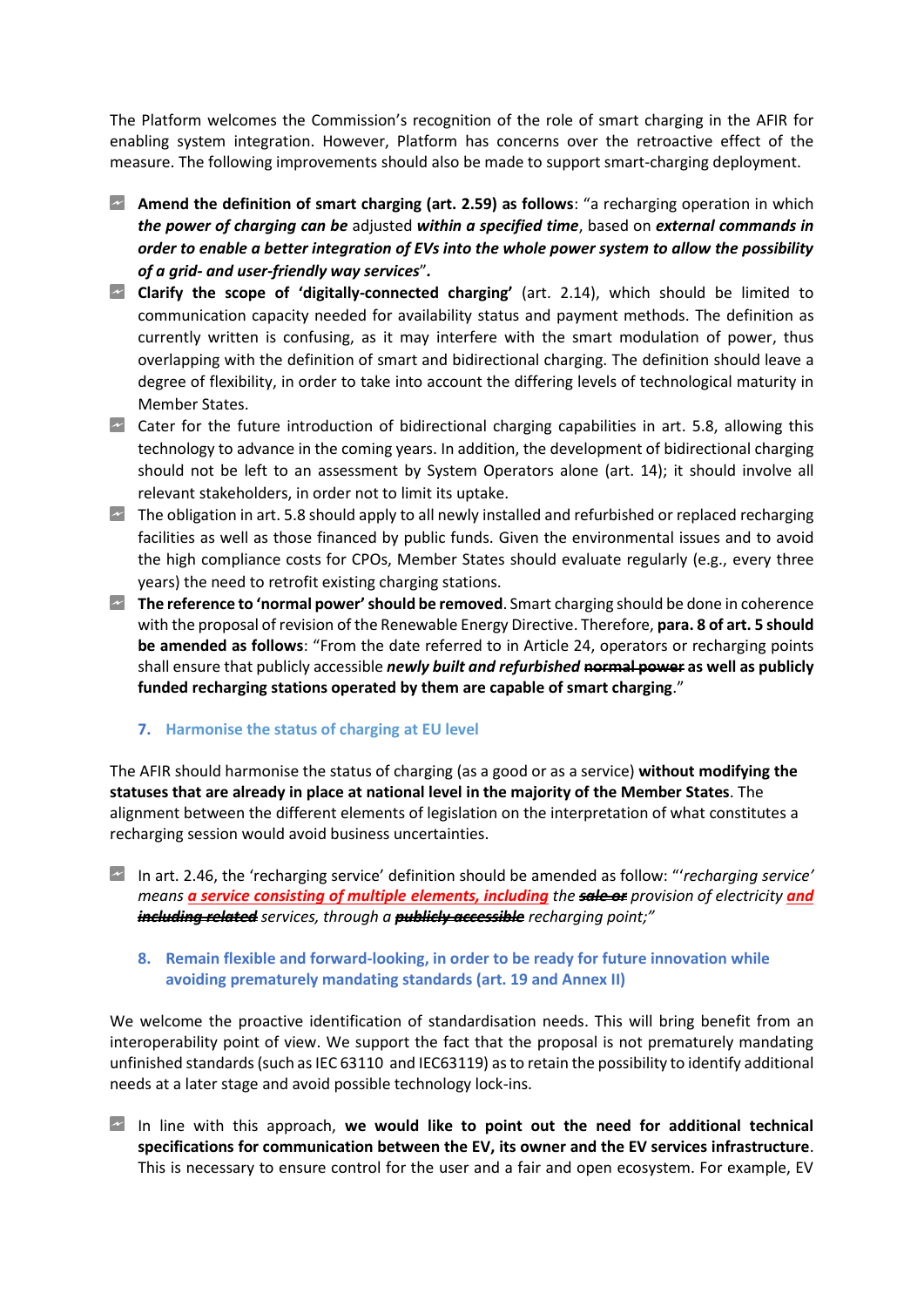The Platform welcomes the Commission's recognition of the role of smart charging in the AFIR for enabling system integration. However, Platform has concerns over the retroactive effect of the measure. The following improvements should also be made to support smart-charging deployment.

- **Amend the definition of smart charging (art. 2.59) as follows**: "a recharging operation in which ***the power of charging can be*** adjusted ***within a specified time***, based on ***external commands in order to enable a better integration of EVs into the whole power system to allow the possibility of a grid- and user-friendly way services***".
- **Clarify the scope of 'digitally-connected charging'** (art. 2.14), which should be limited to communication capacity needed for availability status and payment methods. The definition as currently written is confusing, as it may interfere with the smart modulation of power, thus overlapping with the definition of smart and bidirectional charging. The definition should leave a degree of flexibility, in order to take into account the differing levels of technological maturity in Member States.
- Cater for the future introduction of bidirectional charging capabilities in art. 5.8, allowing this technology to advance in the coming years. In addition, the development of bidirectional charging should not be left to an assessment by System Operators alone (art. 14); it should involve all relevant stakeholders, in order not to limit its uptake.
- The obligation in art. 5.8 should apply to all newly installed and refurbished or replaced recharging facilities as well as those financed by public funds. Given the environmental issues and to avoid the high compliance costs for CPOs, Member States should evaluate regularly (e.g., every three years) the need to retrofit existing charging stations.
- **The reference to 'normal power' should be removed**. Smart charging should be done in coherence with the proposal of revision of the Renewable Energy Directive. Therefore, **para. 8 of art. 5 should be amended as follows**: "From the date referred to in Article 24, operators or recharging points shall ensure that publicly accessible ***newly built and refurbished*** ~~**normal power**~~ **as well as publicly funded recharging stations operated by them are capable of smart charging**."

### 7. Harmonise the status of charging at EU level

The AFIR should harmonise the status of charging (as a good or as a service) **without modifying the statuses that are already in place at national level in the majority of the Member States**. The alignment between the different elements of legislation on the interpretation of what constitutes a recharging session would avoid business uncertainties.

- In art. 2.46, the 'recharging service' definition should be amended as follow: "'*recharging service' means* ***a service consisting of multiple elements, including*** *the* ~~***sale or***~~ *provision of electricity* ***and*** ~~***including related***~~ *services, through a* ~~***publicly accessible***~~ *recharging point;"*

### 8. Remain flexible and forward-looking, in order to be ready for future innovation while avoiding prematurely mandating standards (art. 19 and Annex II)

We welcome the proactive identification of standardisation needs. This will bring benefit from an interoperability point of view. We support the fact that the proposal is not prematurely mandating unfinished standards (such as IEC 63110 and IEC63119) as to retain the possibility to identify additional needs at a later stage and avoid possible technology lock-ins.

- In line with this approach, **we would like to point out the need for additional technical specifications for communication between the EV, its owner and the EV services infrastructure**. This is necessary to ensure control for the user and a fair and open ecosystem. For example, EV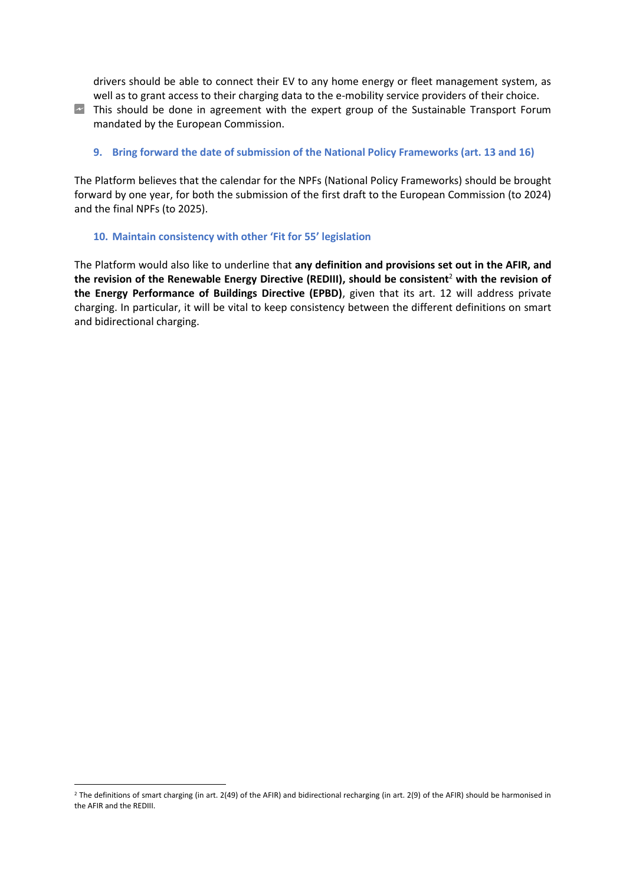drivers should be able to connect their EV to any home energy or fleet management system, as well as to grant access to their charging data to the e-mobility service providers of their choice. This should be done in agreement with the expert group of the Sustainable Transport Forum mandated by the European Commission.

### 9. Bring forward the date of submission of the National Policy Frameworks (art. 13 and 16)

The Platform believes that the calendar for the NPFs (National Policy Frameworks) should be brought forward by one year, for both the submission of the first draft to the European Commission (to 2024) and the final NPFs (to 2025).

### 10. Maintain consistency with other 'Fit for 55' legislation

The Platform would also like to underline that **any definition and provisions set out in the AFIR, and the revision of the Renewable Energy Directive (REDIII), should be consistent**[2] **with the revision of the Energy Performance of Buildings Directive (EPBD)**, given that its art. 12 will address private charging. In particular, it will be vital to keep consistency between the different definitions on smart and bidirectional charging.

---

[2] The definitions of smart charging (in art. 2(49) of the AFIR) and bidirectional recharging (in art. 2(9) of the AFIR) should be harmonised in the AFIR and the REDIII.